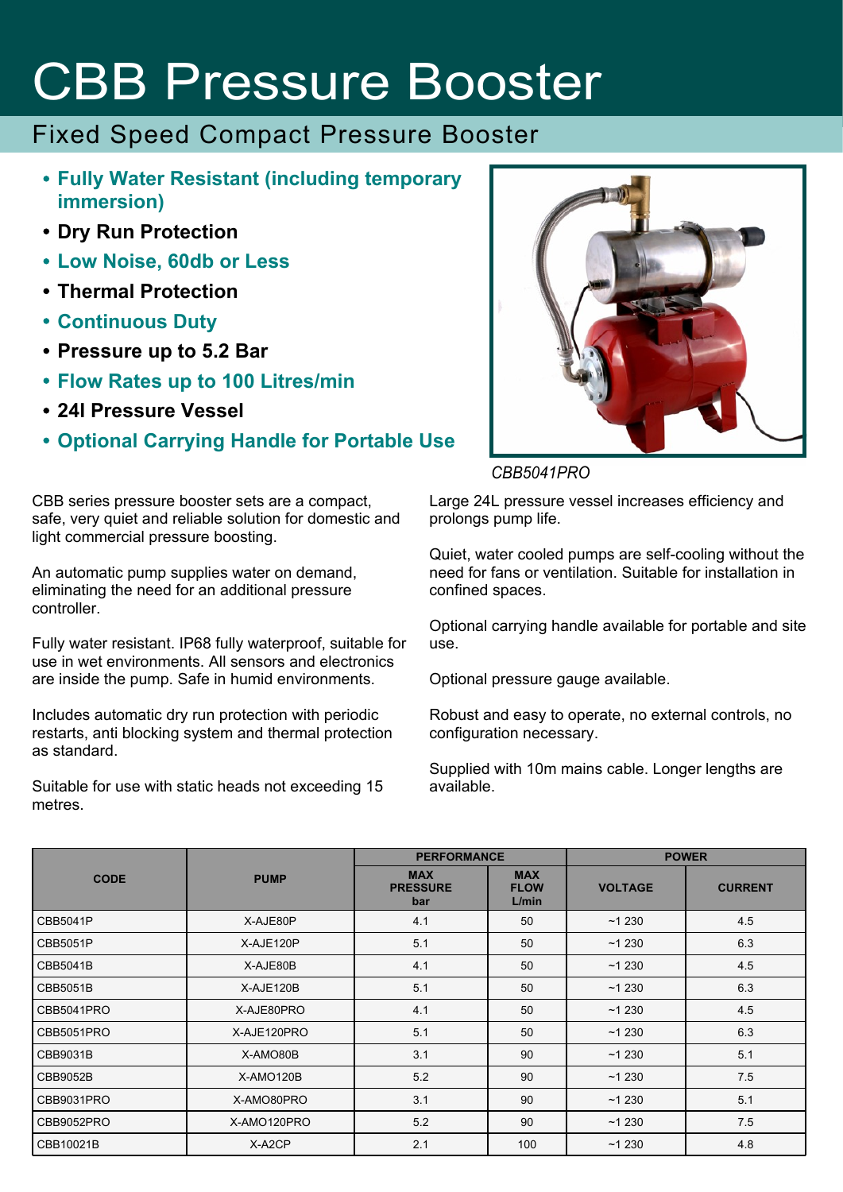# CBB Pressure Booster

## Fixed Speed Compact Pressure Booster

- **Fully Water Resistant (including temporary immersion)**
- **Dry Run Protection**
- **Low Noise, 60db or Less**
- **Thermal Protection**
- **Continuous Duty**
- **Pressure up to 5.2 Bar**
- **Flow Rates up to 100 Litres/min**
- **24l Pressure Vessel**
- **Optional Carrying Handle for Portable Use**

*CBB5041PRO*

CBB series pressure booster sets are a compact, safe, very quiet and reliable solution for domestic and light commercial pressure boosting.

An automatic pump supplies water on demand, eliminating the need for an additional pressure controller.

Fully water resistant. IP68 fully waterproof, suitable for use in wet environments. All sensors and electronics are inside the pump. Safe in humid environments.

Includes automatic dry run protection with periodic restarts, anti blocking system and thermal protection as standard.

Suitable for use with static heads not exceeding 15 metres.

Large 24L pressure vessel increases efficiency and prolongs pump life.

Quiet, water cooled pumps are self-cooling without the need for fans or ventilation. Suitable for installation in confined spaces.

Optional carrying handle available for portable and site use.

Optional pressure gauge available.

Robust and easy to operate, no external controls, no configuration necessary.

Supplied with 10m mains cable. Longer lengths are available.

| CODE | PUMP | PERFORMANCE | | POWER | |
|---|---|---|---|---|---|
| | | MAX PRESSURE bar | MAX FLOW L/min | VOLTAGE | CURRENT |
| CBB5041P | X-AJE80P | 4.1 | 50 | ~1 230 | 4.5 |
| CBB5051P | X-AJE120P | 5.1 | 50 | ~1 230 | 6.3 |
| CBB5041B | X-AJE80B | 4.1 | 50 | ~1 230 | 4.5 |
| CBB5051B | X-AJE120B | 5.1 | 50 | ~1 230 | 6.3 |
| CBB5041PRO | X-AJE80PRO | 4.1 | 50 | ~1 230 | 4.5 |
| CBB5051PRO | X-AJE120PRO | 5.1 | 50 | ~1 230 | 6.3 |
| CBB9031B | X-AMO80B | 3.1 | 90 | ~1 230 | 5.1 |
| CBB9052B | X-AMO120B | 5.2 | 90 | ~1 230 | 7.5 |
| CBB9031PRO | X-AMO80PRO | 3.1 | 90 | ~1 230 | 5.1 |
| CBB9052PRO | X-AMO120PRO | 5.2 | 90 | ~1 230 | 7.5 |
| CBB10021B | X-A2CP | 2.1 | 100 | ~1 230 | 4.8 |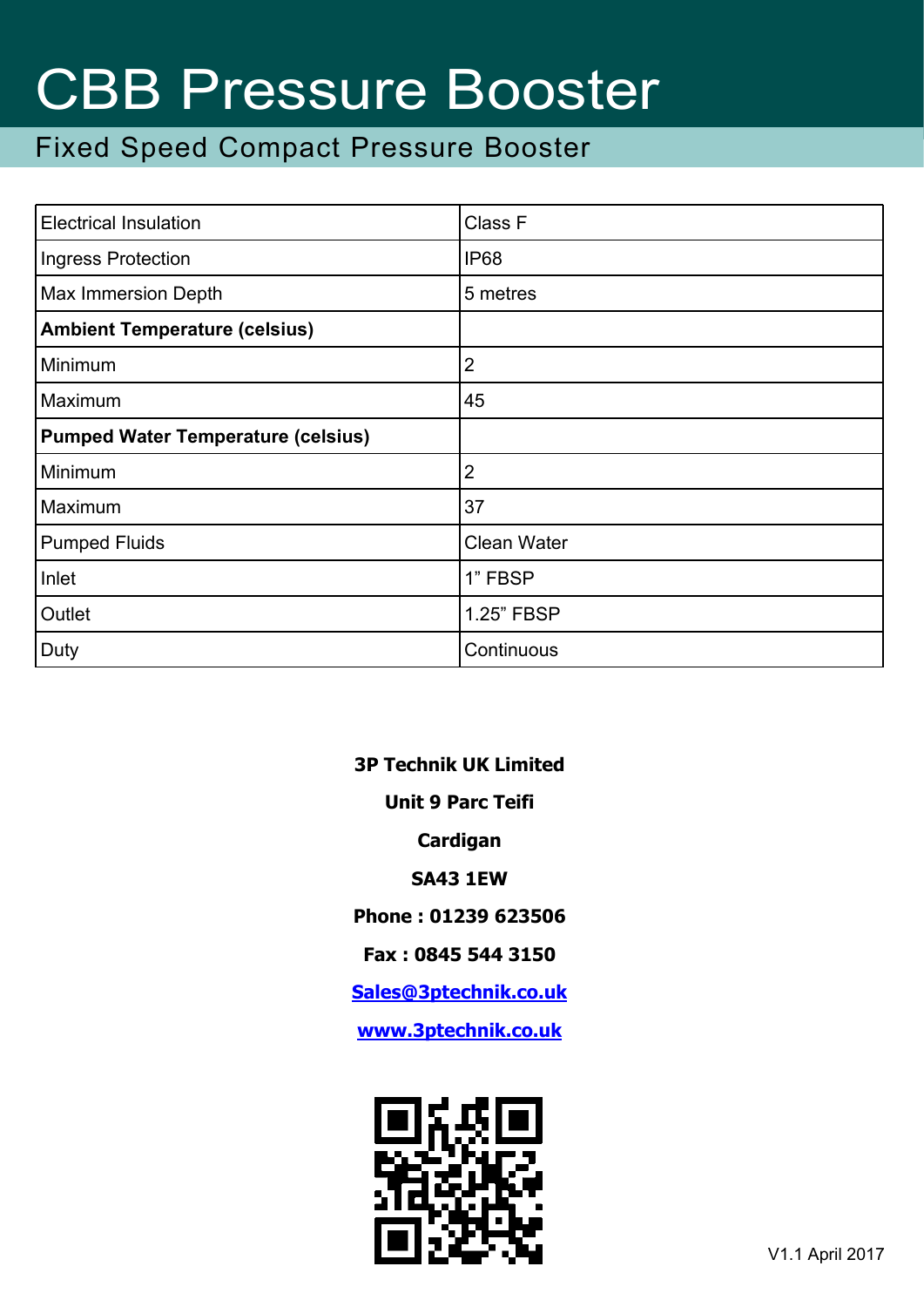# CBB Pressure Booster

## Fixed Speed Compact Pressure Booster

| | |
|---|---|
| Electrical Insulation | Class F |
| Ingress Protection | IP68 |
| Max Immersion Depth | 5 metres |
| **Ambient Temperature (celsius)** | |
| Minimum | 2 |
| Maximum | 45 |
| **Pumped Water Temperature (celsius)** | |
| Minimum | 2 |
| Maximum | 37 |
| Pumped Fluids | Clean Water |
| Inlet | 1” FBSP |
| Outlet | 1.25” FBSP |
| Duty | Continuous |

**3P Technik UK Limited**

**Unit 9 Parc Teifi**

**Cardigan**

**SA43 1EW**

**Phone : 01239 623506**

**Fax : 0845 544 3150**

**Sales@3ptechnik.co.uk**

**www.3ptechnik.co.uk**

V1.1 April 2017